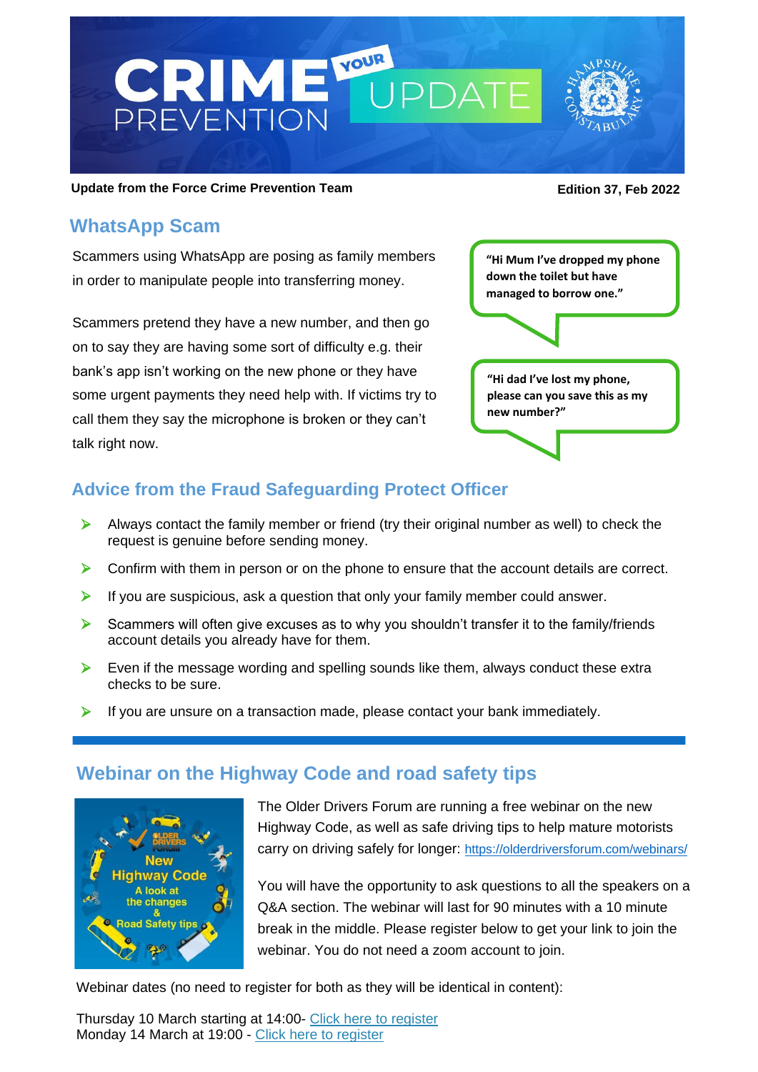# YOUR CRIME PREVENTION UPDATE

**Update from the Force Crime Prevention Team**

**Edition 37, Feb 2022**

## WhatsApp Scam

Scammers using WhatsApp are posing as family members in order to manipulate people into transferring money.

Scammers pretend they have a new number, and then go on to say they are having some sort of difficulty e.g. their bank's app isn't working on the new phone or they have some urgent payments they need help with. If victims try to call them they say the microphone is broken or they can't talk right now.

**"Hi Mum I've dropped my phone down the toilet but have managed to borrow one."**

**"Hi dad I've lost my phone, please can you save this as my new number?"**

## Advice from the Fraud Safeguarding Protect Officer

- Always contact the family member or friend (try their original number as well) to check the request is genuine before sending money.
- Confirm with them in person or on the phone to ensure that the account details are correct.
- If you are suspicious, ask a question that only your family member could answer.
- Scammers will often give excuses as to why you shouldn't transfer it to the family/friends account details you already have for them.
- Even if the message wording and spelling sounds like them, always conduct these extra checks to be sure.
- If you are unsure on a transaction made, please contact your bank immediately.

## Webinar on the Highway Code and road safety tips

Older Drivers Forum
New Highway Code
A look at the changes
&
Road Safety tips

The Older Drivers Forum are running a free webinar on the new Highway Code, as well as safe driving tips to help mature motorists carry on driving safely for longer: https://olderdriversforum.com/webinars/

You will have the opportunity to ask questions to all the speakers on a Q&A section. The webinar will last for 90 minutes with a 10 minute break in the middle. Please register below to get your link to join the webinar. You do not need a zoom account to join.

Webinar dates (no need to register for both as they will be identical in content):

Thursday 10 March starting at 14:00- Click here to register
Monday 14 March at 19:00 - Click here to register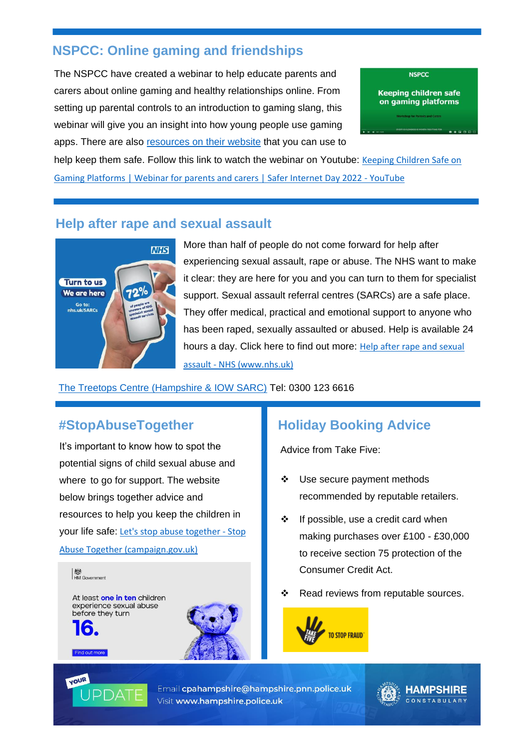## NSPCC: Online gaming and friendships

The NSPCC have created a webinar to help educate parents and carers about online gaming and healthy relationships online. From setting up parental controls to an introduction to gaming slang, this webinar will give you an insight into how young people use gaming apps. There are also resources on their website that you can use to help keep them safe. Follow this link to watch the webinar on Youtube: Keeping Children Safe on Gaming Platforms | Webinar for parents and carers | Safer Internet Day 2022 - YouTube

## Help after rape and sexual assault

More than half of people do not come forward for help after experiencing sexual assault, rape or abuse. The NHS want to make it clear: they are here for you and you can turn to them for specialist support. Sexual assault referral centres (SARCs) are a safe place. They offer medical, practical and emotional support to anyone who has been raped, sexually assaulted or abused. Help is available 24 hours a day. Click here to find out more: Help after rape and sexual assault - NHS (www.nhs.uk)

The Treetops Centre (Hampshire & IOW SARC) Tel: 0300 123 6616

## #StopAbuseTogether

It's important to know how to spot the potential signs of child sexual abuse and where to go for support. The website below brings together advice and resources to help you keep the children in your life safe: Let's stop abuse together - Stop Abuse Together (campaign.gov.uk)

## Holiday Booking Advice

Advice from Take Five:

- Use secure payment methods recommended by reputable retailers.
- If possible, use a credit card when making purchases over £100 - £30,000 to receive section 75 protection of the Consumer Credit Act.
- Read reviews from reputable sources.

Email cpahampshire@hampshire.pnn.police.uk
Visit www.hampshire.police.uk